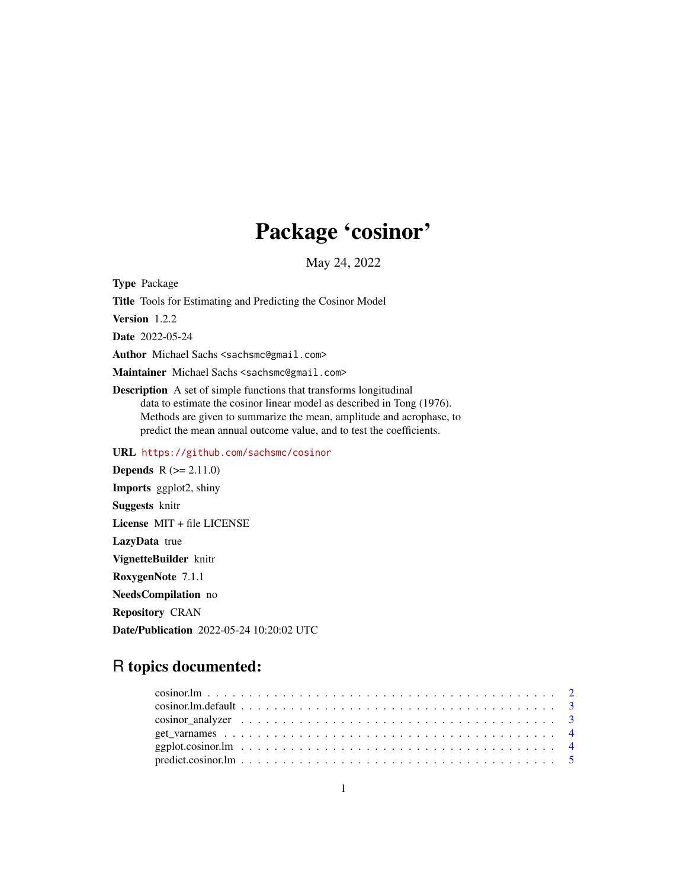# Package 'cosinor'

May 24, 2022

**Type** Package

**Title** Tools for Estimating and Predicting the Cosinor Model

**Version** 1.2.2

**Date** 2022-05-24

**Author** Michael Sachs <sachsmc@gmail.com>

**Maintainer** Michael Sachs <sachsmc@gmail.com>

**Description** A set of simple functions that transforms longitudinal data to estimate the cosinor linear model as described in Tong (1976). Methods are given to summarize the mean, amplitude and acrophase, to predict the mean annual outcome value, and to test the coefficients.

**URL** https://github.com/sachsmc/cosinor

**Depends** R (>= 2.11.0)

**Imports** ggplot2, shiny

**Suggests** knitr

**License** MIT + file LICENSE

**LazyData** true

**VignetteBuilder** knitr

**RoxygenNote** 7.1.1

**NeedsCompilation** no

**Repository** CRAN

**Date/Publication** 2022-05-24 10:20:02 UTC

## R topics documented:

- cosinor.lm . . . . . . . . . . . . . . . . . . . . . . . . . . . . . . . . . . . . . . . . . . 2
- cosinor.lm.default . . . . . . . . . . . . . . . . . . . . . . . . . . . . . . . . . . . . . . 3
- cosinor_analyzer . . . . . . . . . . . . . . . . . . . . . . . . . . . . . . . . . . . . . . . 3
- get_varnames . . . . . . . . . . . . . . . . . . . . . . . . . . . . . . . . . . . . . . . . . 4
- ggplot.cosinor.lm . . . . . . . . . . . . . . . . . . . . . . . . . . . . . . . . . . . . . . 4
- predict.cosinor.lm . . . . . . . . . . . . . . . . . . . . . . . . . . . . . . . . . . . . . . 5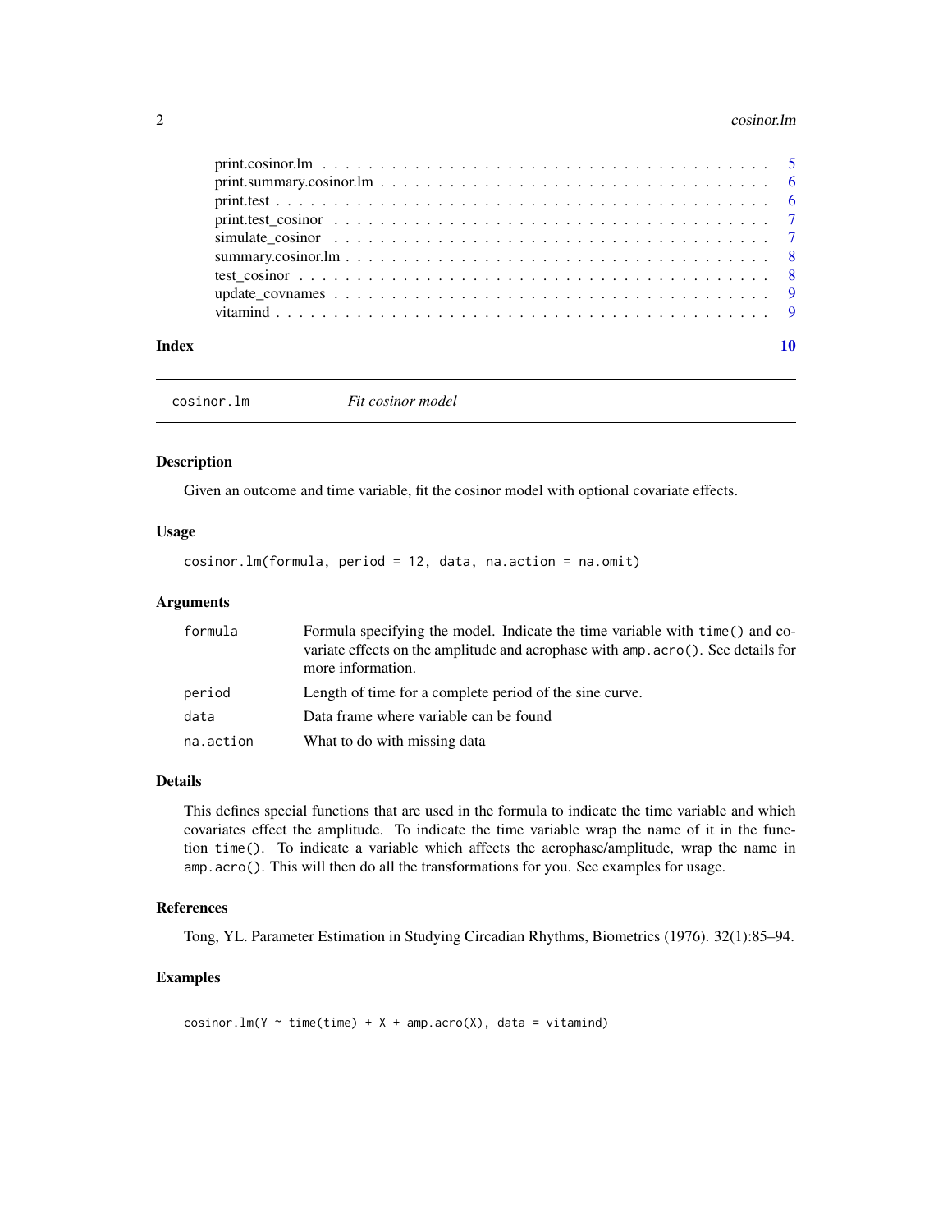print.cosinor.lm . . . . . . . . . . . . . . . . . . . . . . . . . . . . . . . . . . . . . . 5
print.summary.cosinor.lm . . . . . . . . . . . . . . . . . . . . . . . . . . . . . . . . . . 6
print.test . . . . . . . . . . . . . . . . . . . . . . . . . . . . . . . . . . . . . . . . . . 6
print.test_cosinor . . . . . . . . . . . . . . . . . . . . . . . . . . . . . . . . . . . . . 7
simulate_cosinor . . . . . . . . . . . . . . . . . . . . . . . . . . . . . . . . . . . . . . 7
summary.cosinor.lm . . . . . . . . . . . . . . . . . . . . . . . . . . . . . . . . . . . . . 8
test_cosinor . . . . . . . . . . . . . . . . . . . . . . . . . . . . . . . . . . . . . . . . 8
update_covnames . . . . . . . . . . . . . . . . . . . . . . . . . . . . . . . . . . . . . . 9
vitamind . . . . . . . . . . . . . . . . . . . . . . . . . . . . . . . . . . . . . . . . . . 9

**Index** **10**

---

`cosinor.lm` *Fit cosinor model*

---

### Description

Given an outcome and time variable, fit the cosinor model with optional covariate effects.

### Usage

```
cosinor.lm(formula, period = 12, data, na.action = na.omit)
```

### Arguments

| | |
|---|---|
| `formula` | Formula specifying the model. Indicate the time variable with `time()` and covariate effects on the amplitude and acrophase with `amp.acro()`. See details for more information. |
| `period` | Length of time for a complete period of the sine curve. |
| `data` | Data frame where variable can be found |
| `na.action` | What to do with missing data |

### Details

This defines special functions that are used in the formula to indicate the time variable and which covariates effect the amplitude. To indicate the time variable wrap the name of it in the function `time()`. To indicate a variable which affects the acrophase/amplitude, wrap the name in `amp.acro()`. This will then do all the transformations for you. See examples for usage.

### References

Tong, YL. Parameter Estimation in Studying Circadian Rhythms, Biometrics (1976). 32(1):85–94.

### Examples

```
cosinor.lm(Y ~ time(time) + X + amp.acro(X), data = vitamind)
```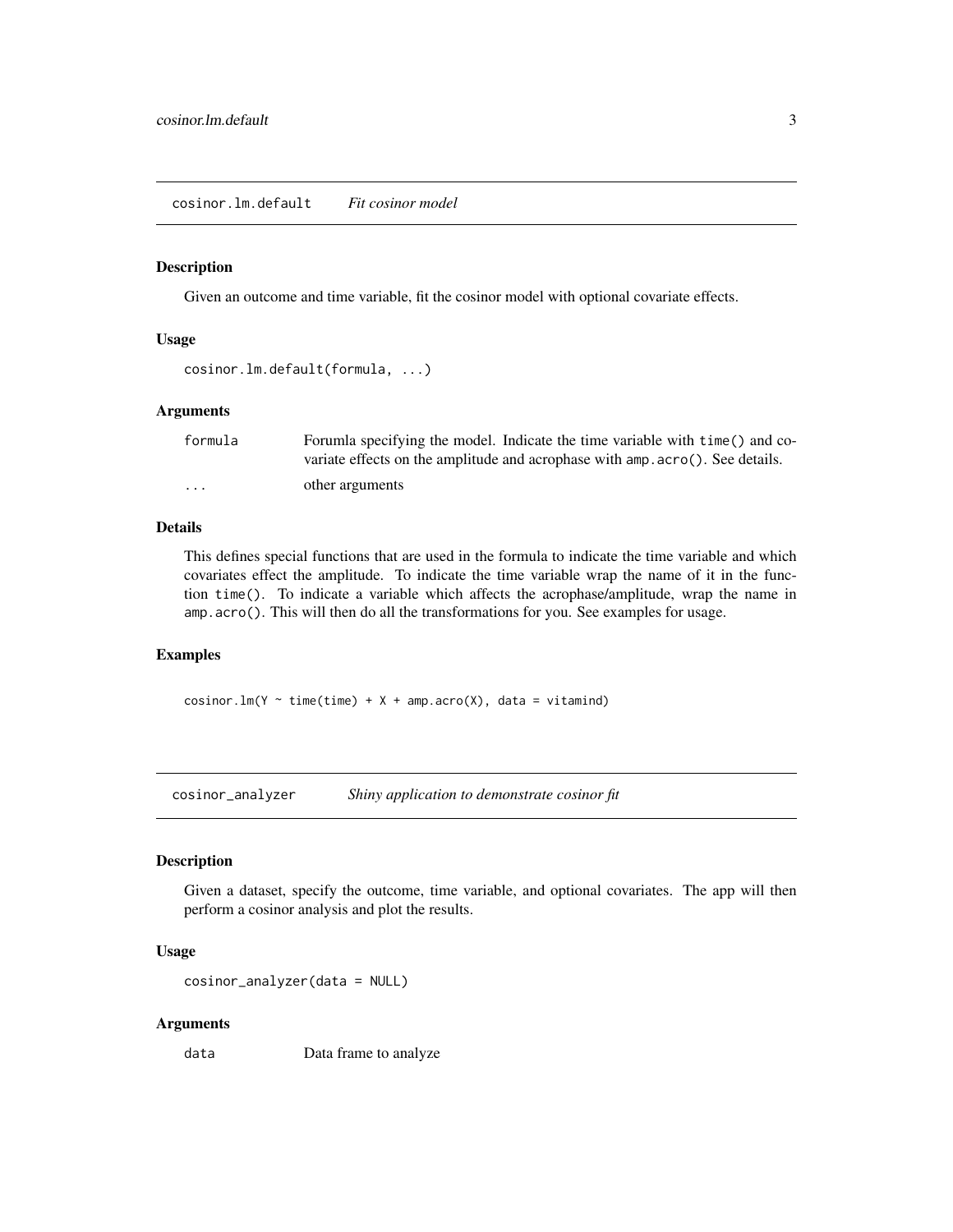## cosinor.lm.default *Fit cosinor model*

### Description

Given an outcome and time variable, fit the cosinor model with optional covariate effects.

### Usage

```
cosinor.lm.default(formula, ...)
```

### Arguments

| | |
|---|---|
| formula | Forumla specifying the model. Indicate the time variable with `time()` and covariate effects on the amplitude and acrophase with `amp.acro()`. See details. |
| ... | other arguments |

### Details

This defines special functions that are used in the formula to indicate the time variable and which covariates effect the amplitude. To indicate the time variable wrap the name of it in the function `time()`. To indicate a variable which affects the acrophase/amplitude, wrap the name in `amp.acro()`. This will then do all the transformations for you. See examples for usage.

### Examples

```
cosinor.lm(Y ~ time(time) + X + amp.acro(X), data = vitamind)
```

## cosinor_analyzer *Shiny application to demonstrate cosinor fit*

### Description

Given a dataset, specify the outcome, time variable, and optional covariates. The app will then perform a cosinor analysis and plot the results.

### Usage

```
cosinor_analyzer(data = NULL)
```

### Arguments

| | |
|---|---|
| data | Data frame to analyze |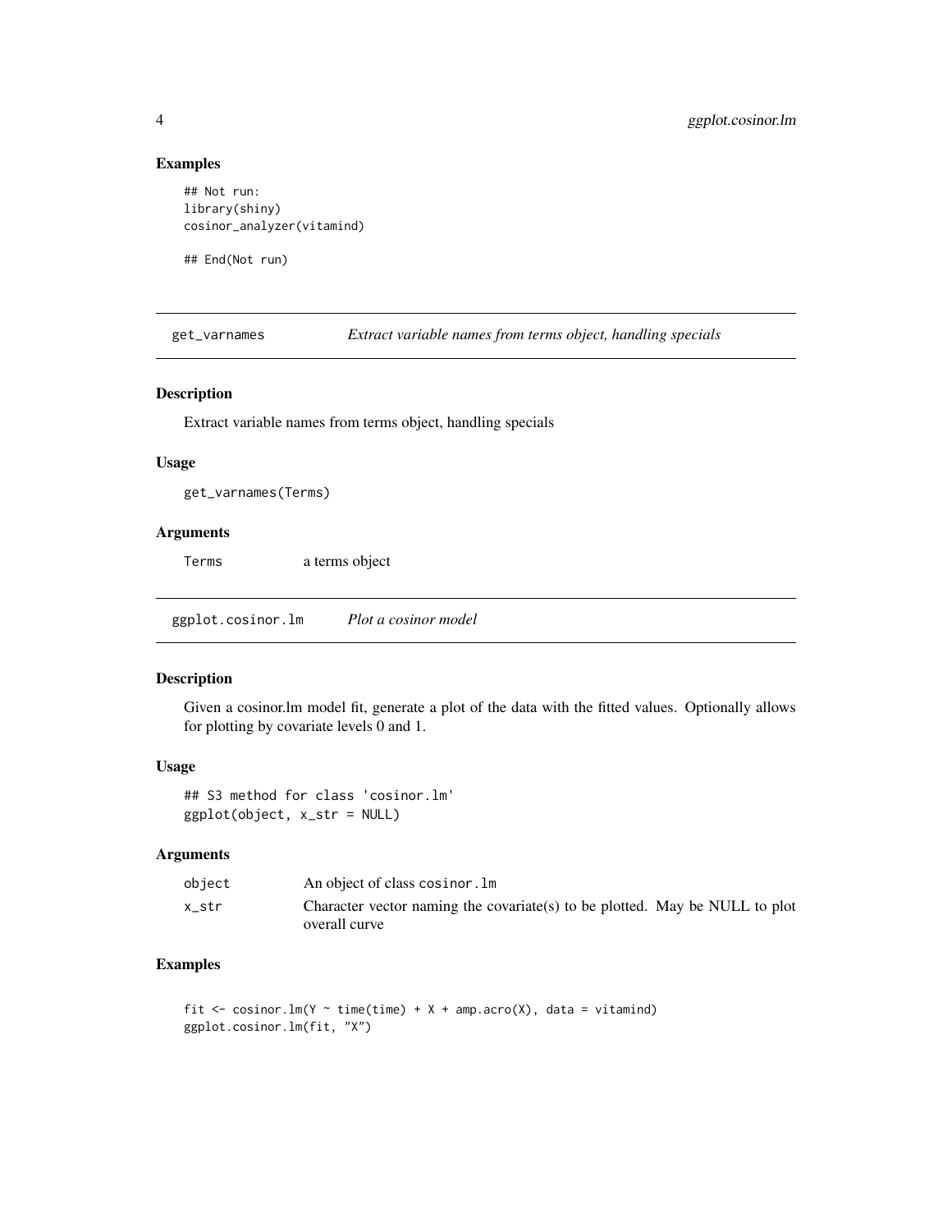### Examples

```
## Not run:
library(shiny)
cosinor_analyzer(vitamind)

## End(Not run)
```

## get_varnames — *Extract variable names from terms object, handling specials*

### Description

Extract variable names from terms object, handling specials

### Usage

```
get_varnames(Terms)
```

### Arguments

| | |
|---|---|
| Terms | a terms object |

## ggplot.cosinor.lm — *Plot a cosinor model*

### Description

Given a cosinor.lm model fit, generate a plot of the data with the fitted values. Optionally allows for plotting by covariate levels 0 and 1.

### Usage

```
## S3 method for class 'cosinor.lm'
ggplot(object, x_str = NULL)
```

### Arguments

| | |
|---|---|
| object | An object of class cosinor.lm |
| x_str | Character vector naming the covariate(s) to be plotted. May be NULL to plot overall curve |

### Examples

```
fit <- cosinor.lm(Y ~ time(time) + X + amp.acro(X), data = vitamind)
ggplot.cosinor.lm(fit, "X")
```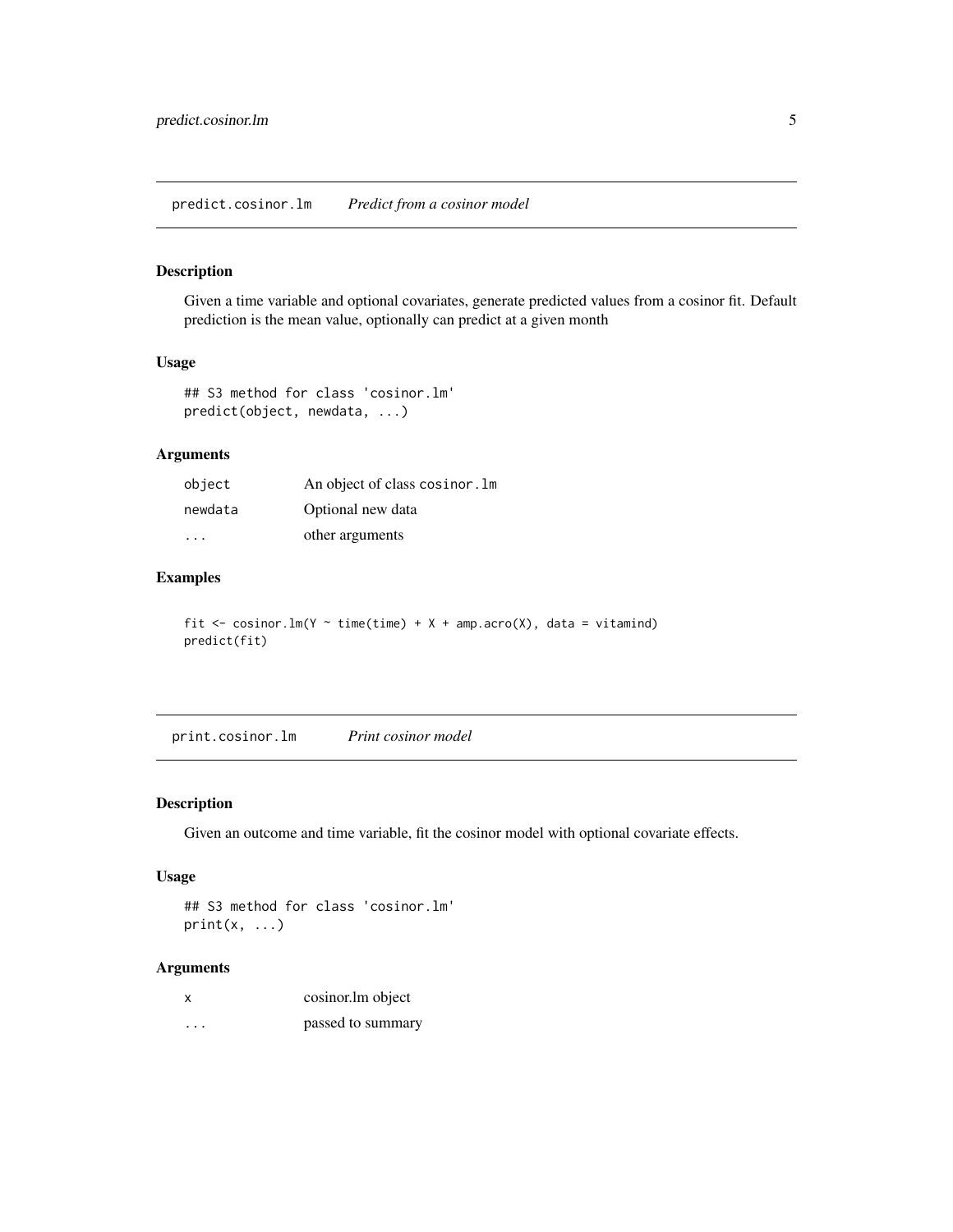## predict.cosinor.lm    *Predict from a cosinor model*

### Description

Given a time variable and optional covariates, generate predicted values from a cosinor fit. Default prediction is the mean value, optionally can predict at a given month

### Usage

```
## S3 method for class 'cosinor.lm'
predict(object, newdata, ...)
```

### Arguments

| | |
|---|---|
| object | An object of class `cosinor.lm` |
| newdata | Optional new data |
| ... | other arguments |

### Examples

```
fit <- cosinor.lm(Y ~ time(time) + X + amp.acro(X), data = vitamind)
predict(fit)
```

## print.cosinor.lm    *Print cosinor model*

### Description

Given an outcome and time variable, fit the cosinor model with optional covariate effects.

### Usage

```
## S3 method for class 'cosinor.lm'
print(x, ...)
```

### Arguments

| | |
|---|---|
| x | cosinor.lm object |
| ... | passed to summary |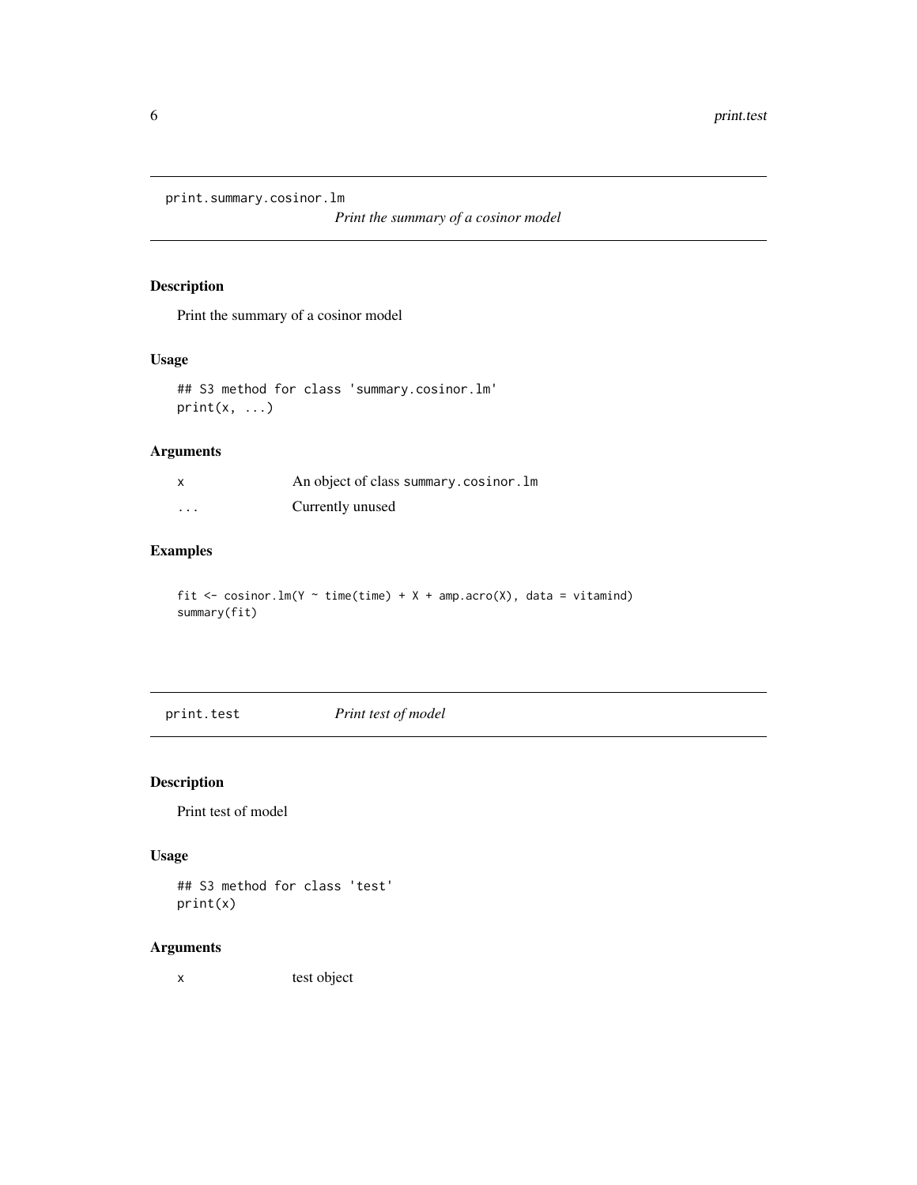## print.summary.cosinor.lm

*Print the summary of a cosinor model*

### Description

Print the summary of a cosinor model

### Usage

```
## S3 method for class 'summary.cosinor.lm'
print(x, ...)
```

### Arguments

| | |
|---|---|
| `x` | An object of class `summary.cosinor.lm` |
| `...` | Currently unused |

### Examples

```
fit <- cosinor.lm(Y ~ time(time) + X + amp.acro(X), data = vitamind)
summary(fit)
```

## print.test

*Print test of model*

### Description

Print test of model

### Usage

```
## S3 method for class 'test'
print(x)
```

### Arguments

| | |
|---|---|
| `x` | test object |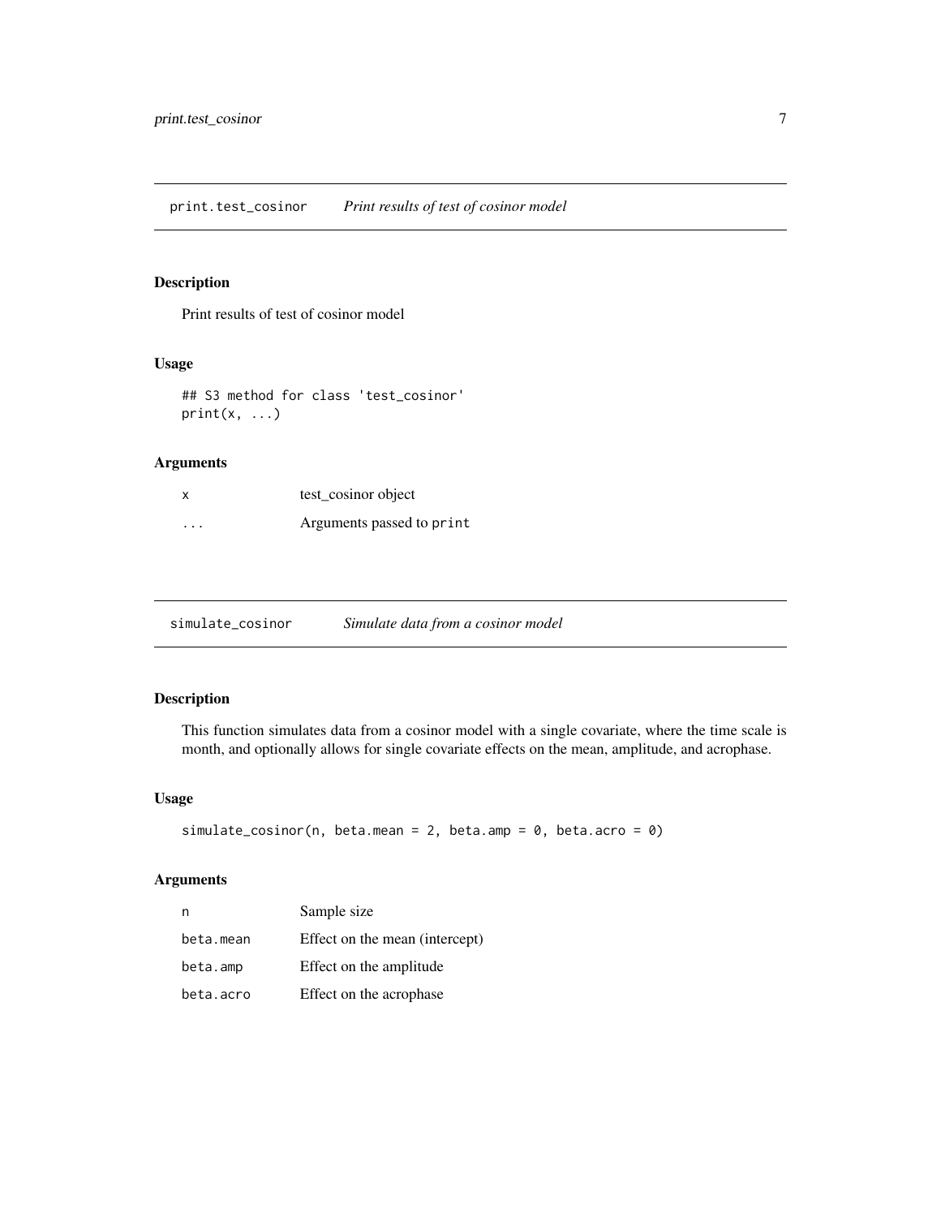## print.test_cosinor *Print results of test of cosinor model*

### Description

Print results of test of cosinor model

### Usage

```
## S3 method for class 'test_cosinor'
print(x, ...)
```

### Arguments

| | |
|---|---|
| x | test_cosinor object |
| ... | Arguments passed to print |

## simulate_cosinor *Simulate data from a cosinor model*

### Description

This function simulates data from a cosinor model with a single covariate, where the time scale is month, and optionally allows for single covariate effects on the mean, amplitude, and acrophase.

### Usage

```
simulate_cosinor(n, beta.mean = 2, beta.amp = 0, beta.acro = 0)
```

### Arguments

| | |
|---|---|
| n | Sample size |
| beta.mean | Effect on the mean (intercept) |
| beta.amp | Effect on the amplitude |
| beta.acro | Effect on the acrophase |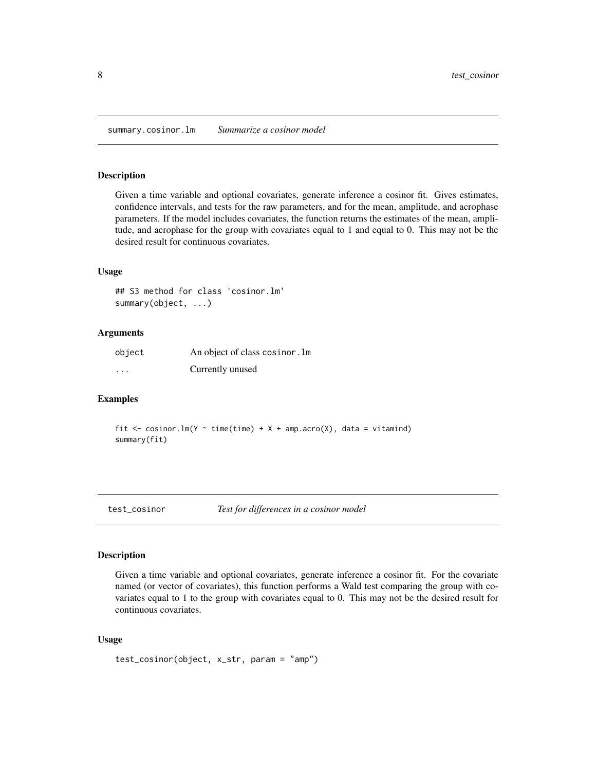## summary.cosinor.lm *Summarize a cosinor model*

### Description

Given a time variable and optional covariates, generate inference a cosinor fit. Gives estimates, confidence intervals, and tests for the raw parameters, and for the mean, amplitude, and acrophase parameters. If the model includes covariates, the function returns the estimates of the mean, amplitude, and acrophase for the group with covariates equal to 1 and equal to 0. This may not be the desired result for continuous covariates.

### Usage

```
## S3 method for class 'cosinor.lm'
summary(object, ...)
```

### Arguments

| | |
|---|---|
| object | An object of class `cosinor.lm` |
| ... | Currently unused |

### Examples

```
fit <- cosinor.lm(Y ~ time(time) + X + amp.acro(X), data = vitamind)
summary(fit)
```

## test_cosinor *Test for differences in a cosinor model*

### Description

Given a time variable and optional covariates, generate inference a cosinor fit. For the covariate named (or vector of covariates), this function performs a Wald test comparing the group with covariates equal to 1 to the group with covariates equal to 0. This may not be the desired result for continuous covariates.

### Usage

```
test_cosinor(object, x_str, param = "amp")
```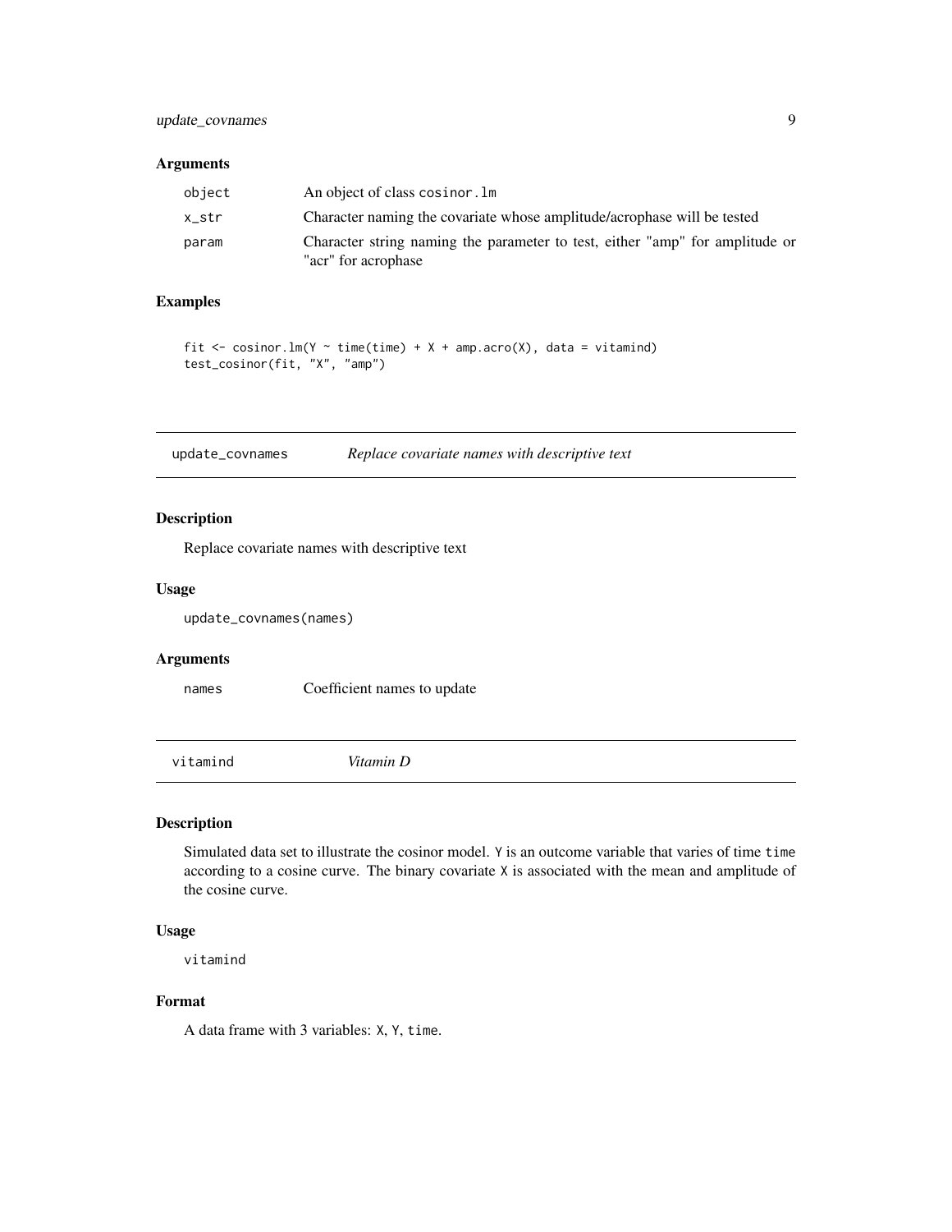### Arguments

| | |
|---|---|
| `object` | An object of class `cosinor.lm` |
| `x_str` | Character naming the covariate whose amplitude/acrophase will be tested |
| `param` | Character string naming the parameter to test, either "amp" for amplitude or "acr" for acrophase |

### Examples

```
fit <- cosinor.lm(Y ~ time(time) + X + amp.acro(X), data = vitamind)
test_cosinor(fit, "X", "amp")
```

---

## update_covnames — *Replace covariate names with descriptive text*

### Description

Replace covariate names with descriptive text

### Usage

```
update_covnames(names)
```

### Arguments

| | |
|---|---|
| `names` | Coefficient names to update |

---

## vitamind — *Vitamin D*

### Description

Simulated data set to illustrate the cosinor model. `Y` is an outcome variable that varies of time `time` according to a cosine curve. The binary covariate `X` is associated with the mean and amplitude of the cosine curve.

### Usage

```
vitamind
```

### Format

A data frame with 3 variables: `X`, `Y`, `time`.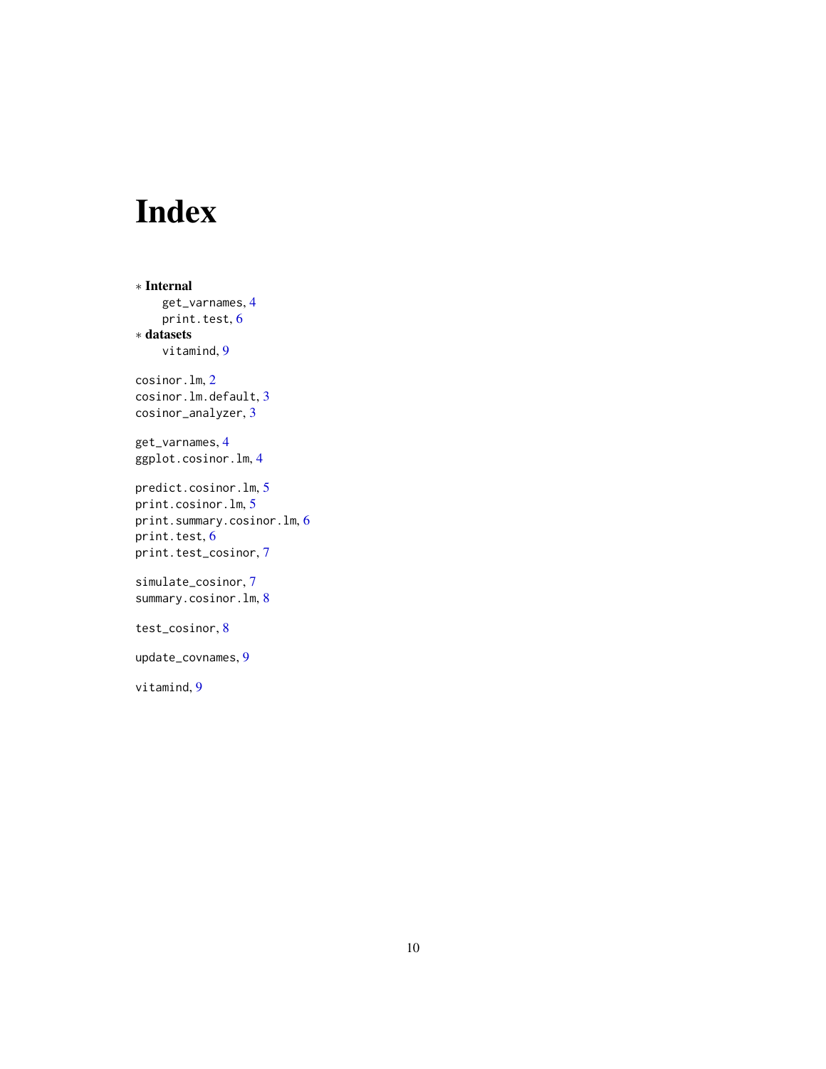# Index

* **Internal**
    - get_varnames, 4
    - print.test, 6
* **datasets**
    - vitamind, 9

cosinor.lm, 2
cosinor.lm.default, 3
cosinor_analyzer, 3

get_varnames, 4
ggplot.cosinor.lm, 4

predict.cosinor.lm, 5
print.cosinor.lm, 5
print.summary.cosinor.lm, 6
print.test, 6
print.test_cosinor, 7

simulate_cosinor, 7
summary.cosinor.lm, 8

test_cosinor, 8

update_covnames, 9

vitamind, 9